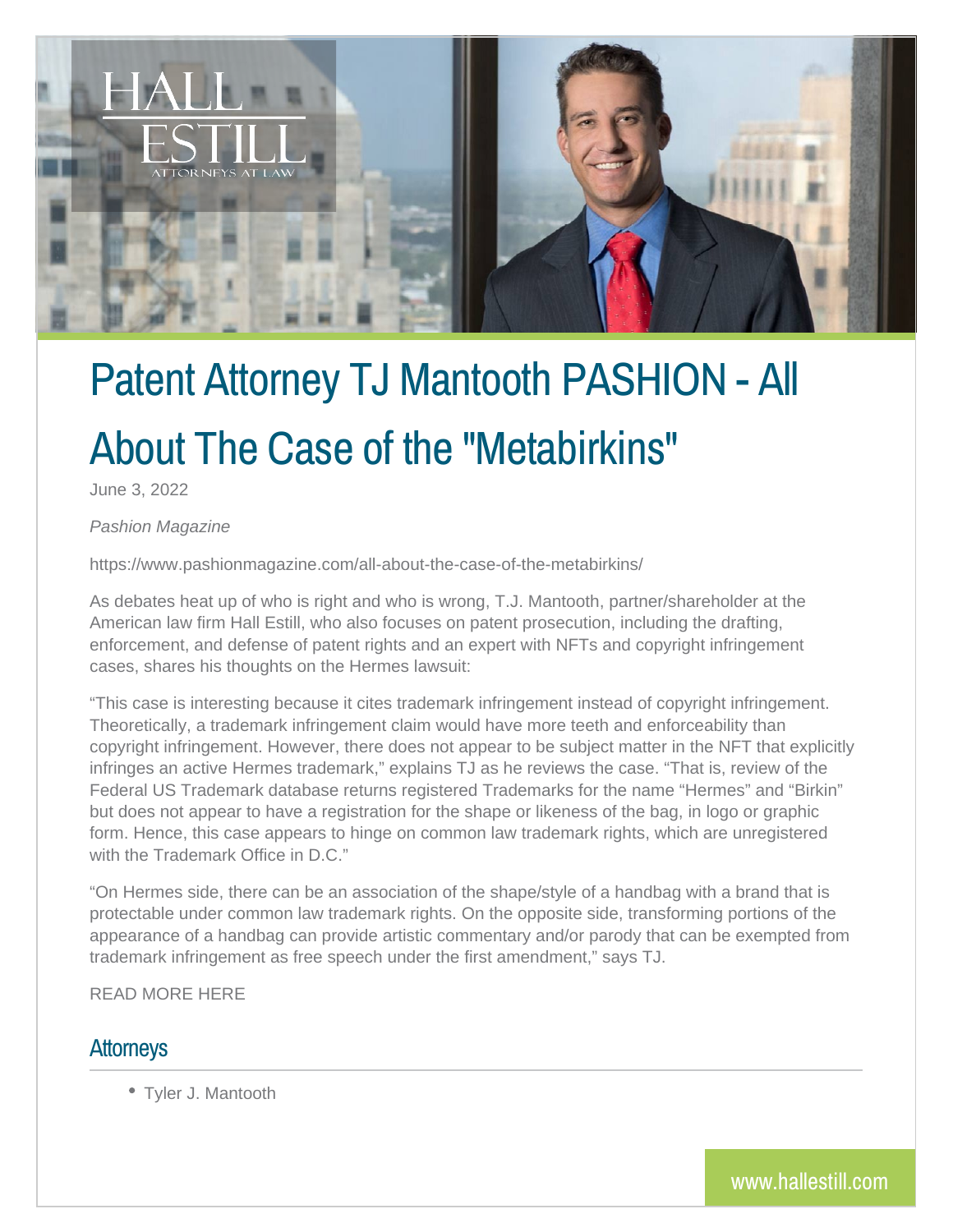# Patent Attorney TJ Mantooth PASHION - All About The Case of the "Metabirkins"

June 3, 2022

*Pashion Magazine*

https://www.pashionmagazine.com/all-about-the-case-of-the-metabirkins/

As debates heat up of who is right and who is wrong, T.J. Mantooth, partner/shareholder at the American law firm Hall Estill, who also focuses on patent prosecution, including the drafting, enforcement, and defense of patent rights and an expert with NFTs and copyright infringement cases, shares his thoughts on the Hermes lawsuit:

“This case is interesting because it cites trademark infringement instead of copyright infringement. Theoretically, a trademark infringement claim would have more teeth and enforceability than copyright infringement. However, there does not appear to be subject matter in the NFT that explicitly infringes an active Hermes trademark,” explains TJ as he reviews the case. “That is, review of the Federal US Trademark database returns registered Trademarks for the name “Hermes” and “Birkin” but does not appear to have a registration for the shape or likeness of the bag, in logo or graphic form. Hence, this case appears to hinge on common law trademark rights, which are unregistered with the Trademark Office in D.C.”

“On Hermes side, there can be an association of the shape/style of a handbag with a brand that is protectable under common law trademark rights. On the opposite side, transforming portions of the appearance of a handbag can provide artistic commentary and/or parody that can be exempted from trademark infringement as free speech under the first amendment,” says TJ.

READ MORE HERE

## Attorneys

- Tyler J. Mantooth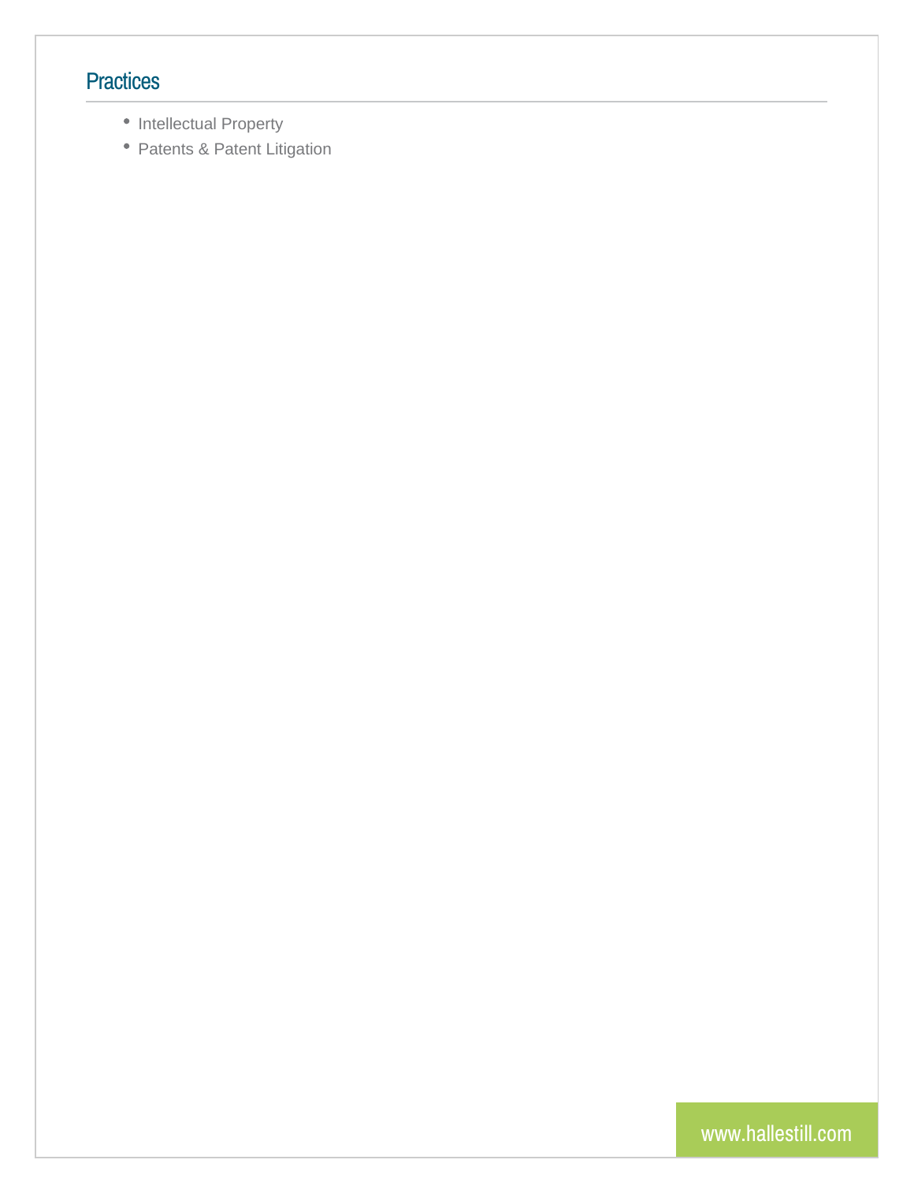## Practices

- Intellectual Property
- Patents & Patent Litigation